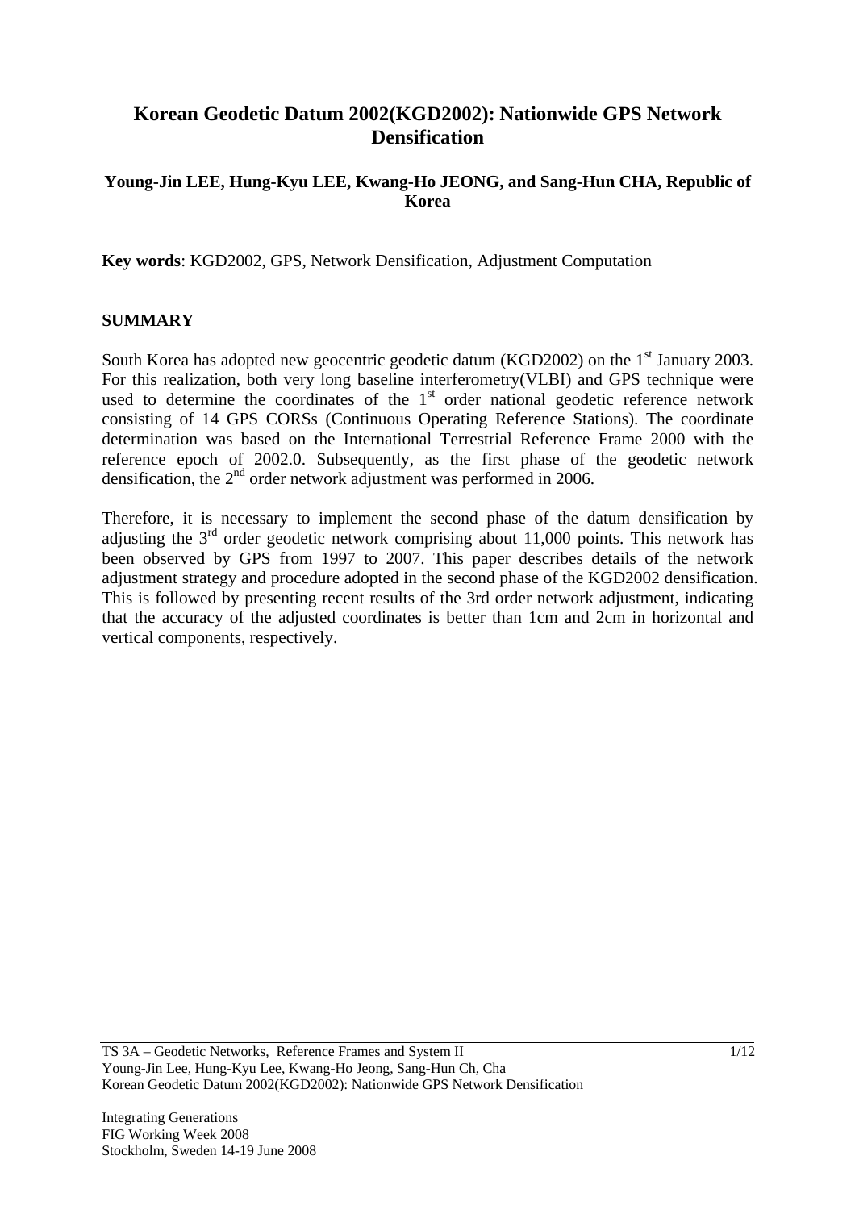# Korean Geodetic Datum 2002(KGD2002): Nationwide GPS Network Densification

**Young-Jin LEE, Hung-Kyu LEE, Kwang-Ho JEONG, and Sang-Hun CHA, Republic of Korea**

**Key words**: KGD2002, GPS, Network Densification, Adjustment Computation

## SUMMARY

South Korea has adopted new geocentric geodetic datum (KGD2002) on the 1st January 2003. For this realization, both very long baseline interferometry(VLBI) and GPS technique were used to determine the coordinates of the 1st order national geodetic reference network consisting of 14 GPS CORSs (Continuous Operating Reference Stations). The coordinate determination was based on the International Terrestrial Reference Frame 2000 with the reference epoch of 2002.0. Subsequently, as the first phase of the geodetic network densification, the 2nd order network adjustment was performed in 2006.

Therefore, it is necessary to implement the second phase of the datum densification by adjusting the 3rd order geodetic network comprising about 11,000 points. This network has been observed by GPS from 1997 to 2007. This paper describes details of the network adjustment strategy and procedure adopted in the second phase of the KGD2002 densification. This is followed by presenting recent results of the 3rd order network adjustment, indicating that the accuracy of the adjusted coordinates is better than 1cm and 2cm in horizontal and vertical components, respectively.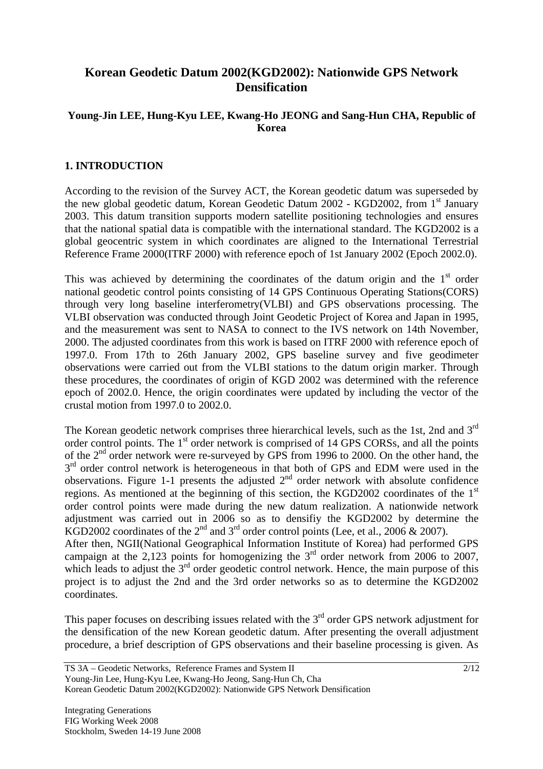# Korean Geodetic Datum 2002(KGD2002): Nationwide GPS Network Densification

**Young-Jin LEE, Hung-Kyu LEE, Kwang-Ho JEONG and Sang-Hun CHA, Republic of Korea**

## 1. INTRODUCTION

According to the revision of the Survey ACT, the Korean geodetic datum was superseded by the new global geodetic datum, Korean Geodetic Datum 2002 - KGD2002, from 1st January 2003. This datum transition supports modern satellite positioning technologies and ensures that the national spatial data is compatible with the international standard. The KGD2002 is a global geocentric system in which coordinates are aligned to the International Terrestrial Reference Frame 2000(ITRF 2000) with reference epoch of 1st January 2002 (Epoch 2002.0).

This was achieved by determining the coordinates of the datum origin and the 1st order national geodetic control points consisting of 14 GPS Continuous Operating Stations(CORS) through very long baseline interferometry(VLBI) and GPS observations processing. The VLBI observation was conducted through Joint Geodetic Project of Korea and Japan in 1995, and the measurement was sent to NASA to connect to the IVS network on 14th November, 2000. The adjusted coordinates from this work is based on ITRF 2000 with reference epoch of 1997.0. From 17th to 26th January 2002, GPS baseline survey and five geodimeter observations were carried out from the VLBI stations to the datum origin marker. Through these procedures, the coordinates of origin of KGD 2002 was determined with the reference epoch of 2002.0. Hence, the origin coordinates were updated by including the vector of the crustal motion from 1997.0 to 2002.0.

The Korean geodetic network comprises three hierarchical levels, such as the 1st, 2nd and 3rd order control points. The 1st order network is comprised of 14 GPS CORSs, and all the points of the 2nd order network were re-surveyed by GPS from 1996 to 2000. On the other hand, the 3rd order control network is heterogeneous in that both of GPS and EDM were used in the observations. Figure 1-1 presents the adjusted 2nd order network with absolute confidence regions. As mentioned at the beginning of this section, the KGD2002 coordinates of the 1st order control points were made during the new datum realization. A nationwide network adjustment was carried out in 2006 so as to densifiy the KGD2002 by determine the KGD2002 coordinates of the 2nd and 3rd order control points (Lee, et al., 2006 & 2007).

After then, NGII(National Geographical Information Institute of Korea) had performed GPS campaign at the 2,123 points for homogenizing the 3rd order network from 2006 to 2007, which leads to adjust the 3rd order geodetic control network. Hence, the main purpose of this project is to adjust the 2nd and the 3rd order networks so as to determine the KGD2002 coordinates.

This paper focuses on describing issues related with the 3rd order GPS network adjustment for the densification of the new Korean geodetic datum. After presenting the overall adjustment procedure, a brief description of GPS observations and their baseline processing is given. As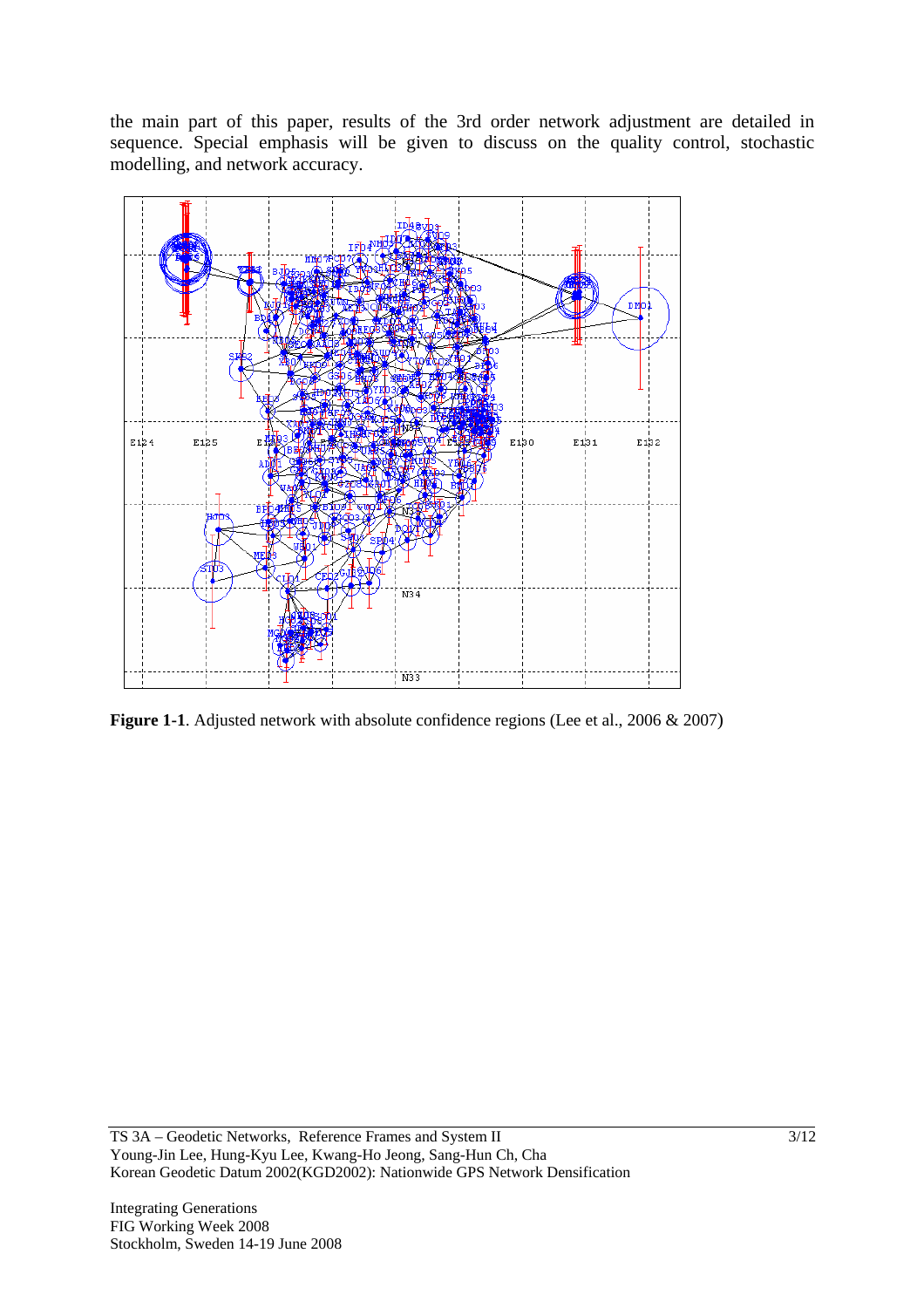the main part of this paper, results of the 3rd order network adjustment are detailed in sequence. Special emphasis will be given to discuss on the quality control, stochastic modelling, and network accuracy.

**Figure 1-1**. Adjusted network with absolute confidence regions (Lee et al., 2006 & 2007)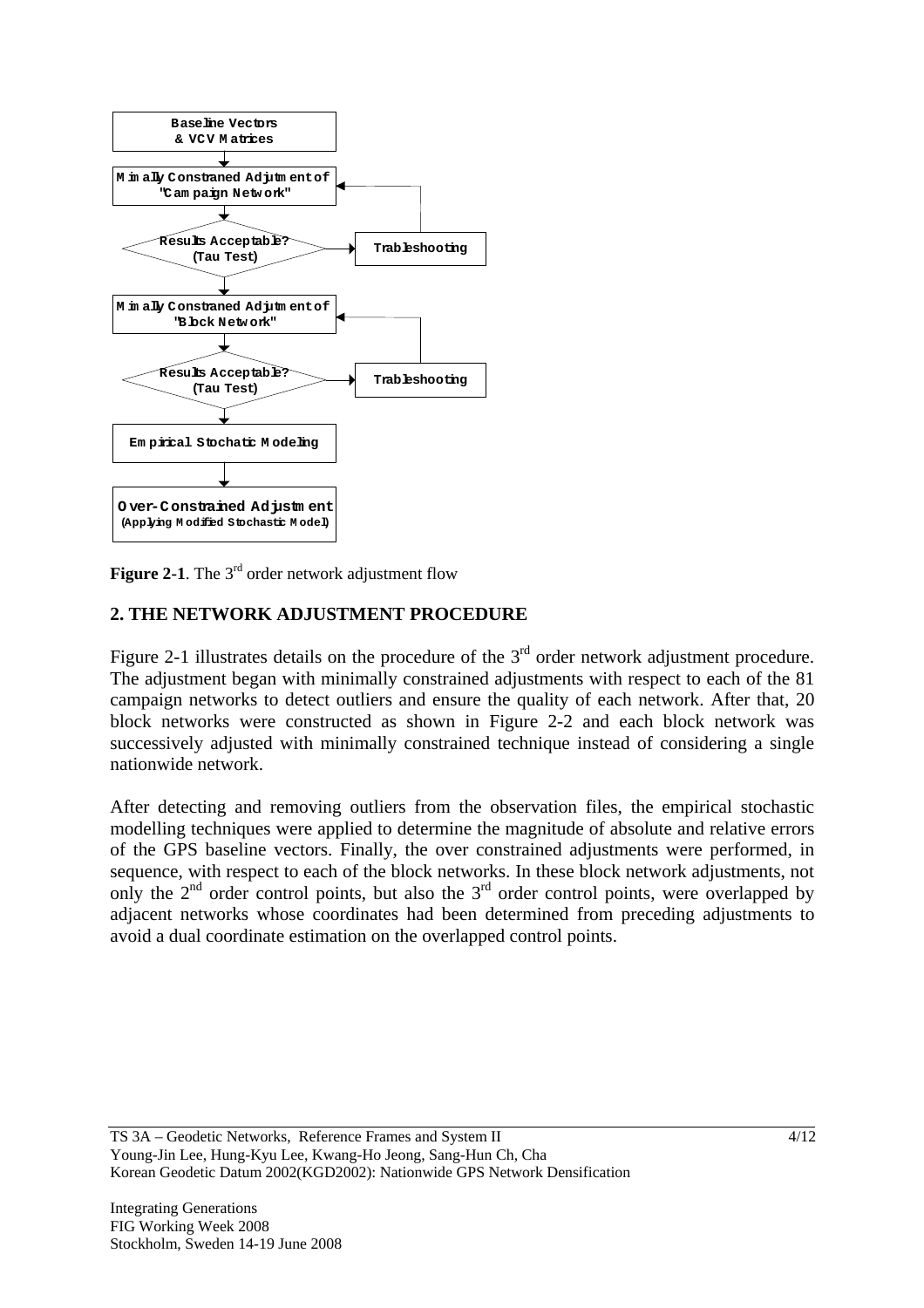Baseline Vectors & VCV Matrices

Minially Constraned Adjutment of "Campaign Network"

Results Acceptable? (Tau Test)

Trableshooting

Minially Constraned Adjutment of "Block Network"

Results Acceptable? (Tau Test)

Trableshooting

Empirical Stochatic Modeling

Over-Constrained Adjustment (Applying Modified Stochastic Model)

**Figure 2-1**. The 3rd order network adjustment flow

## 2. THE NETWORK ADJUSTMENT PROCEDURE

Figure 2-1 illustrates details on the procedure of the 3rd order network adjustment procedure. The adjustment began with minimally constrained adjustments with respect to each of the 81 campaign networks to detect outliers and ensure the quality of each network. After that, 20 block networks were constructed as shown in Figure 2-2 and each block network was successively adjusted with minimally constrained technique instead of considering a single nationwide network.

After detecting and removing outliers from the observation files, the empirical stochastic modelling techniques were applied to determine the magnitude of absolute and relative errors of the GPS baseline vectors. Finally, the over constrained adjustments were performed, in sequence, with respect to each of the block networks. In these block network adjustments, not only the 2nd order control points, but also the 3rd order control points, were overlapped by adjacent networks whose coordinates had been determined from preceding adjustments to avoid a dual coordinate estimation on the overlapped control points.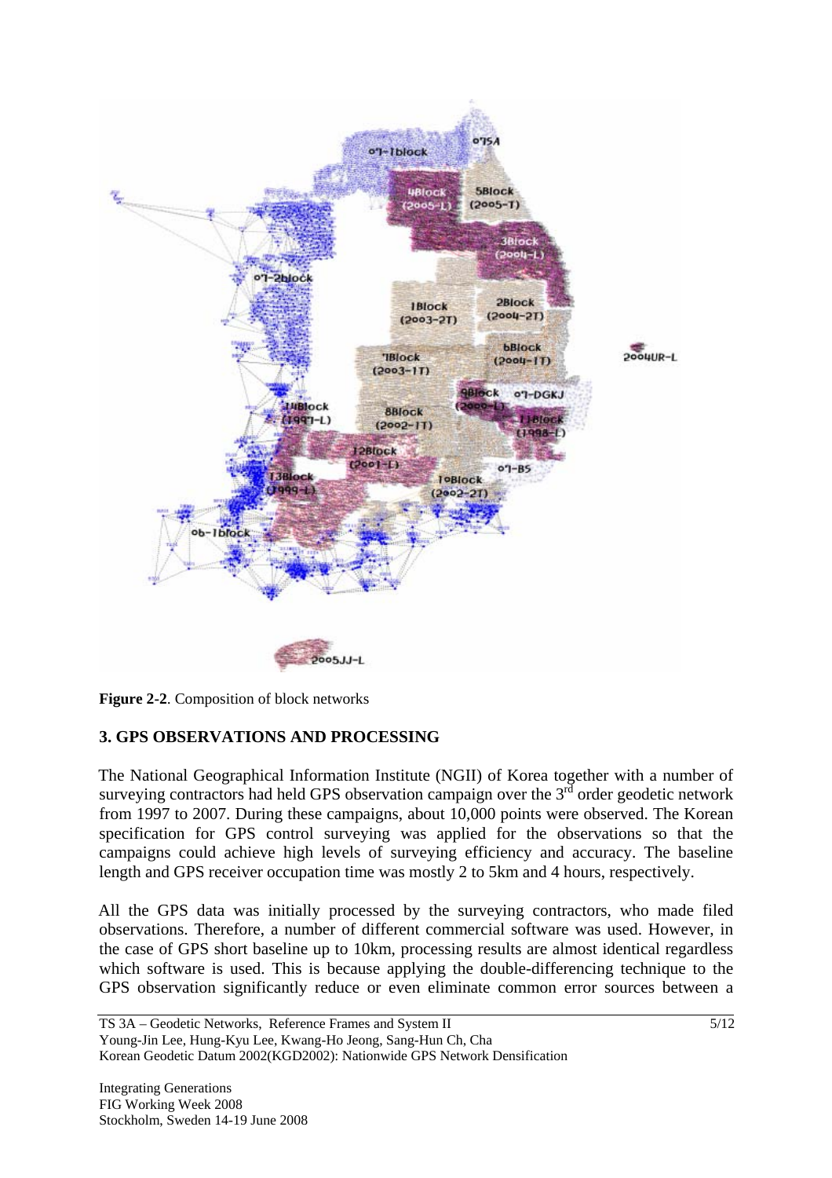**Figure 2-2**. Composition of block networks

## 3. GPS OBSERVATIONS AND PROCESSING

The National Geographical Information Institute (NGII) of Korea together with a number of surveying contractors had held GPS observation campaign over the 3[rd] order geodetic network from 1997 to 2007. During these campaigns, about 10,000 points were observed. The Korean specification for GPS control surveying was applied for the observations so that the campaigns could achieve high levels of surveying efficiency and accuracy. The baseline length and GPS receiver occupation time was mostly 2 to 5km and 4 hours, respectively.

All the GPS data was initially processed by the surveying contractors, who made filed observations. Therefore, a number of different commercial software was used. However, in the case of GPS short baseline up to 10km, processing results are almost identical regardless which software is used. This is because applying the double-differencing technique to the GPS observation significantly reduce or even eliminate common error sources between a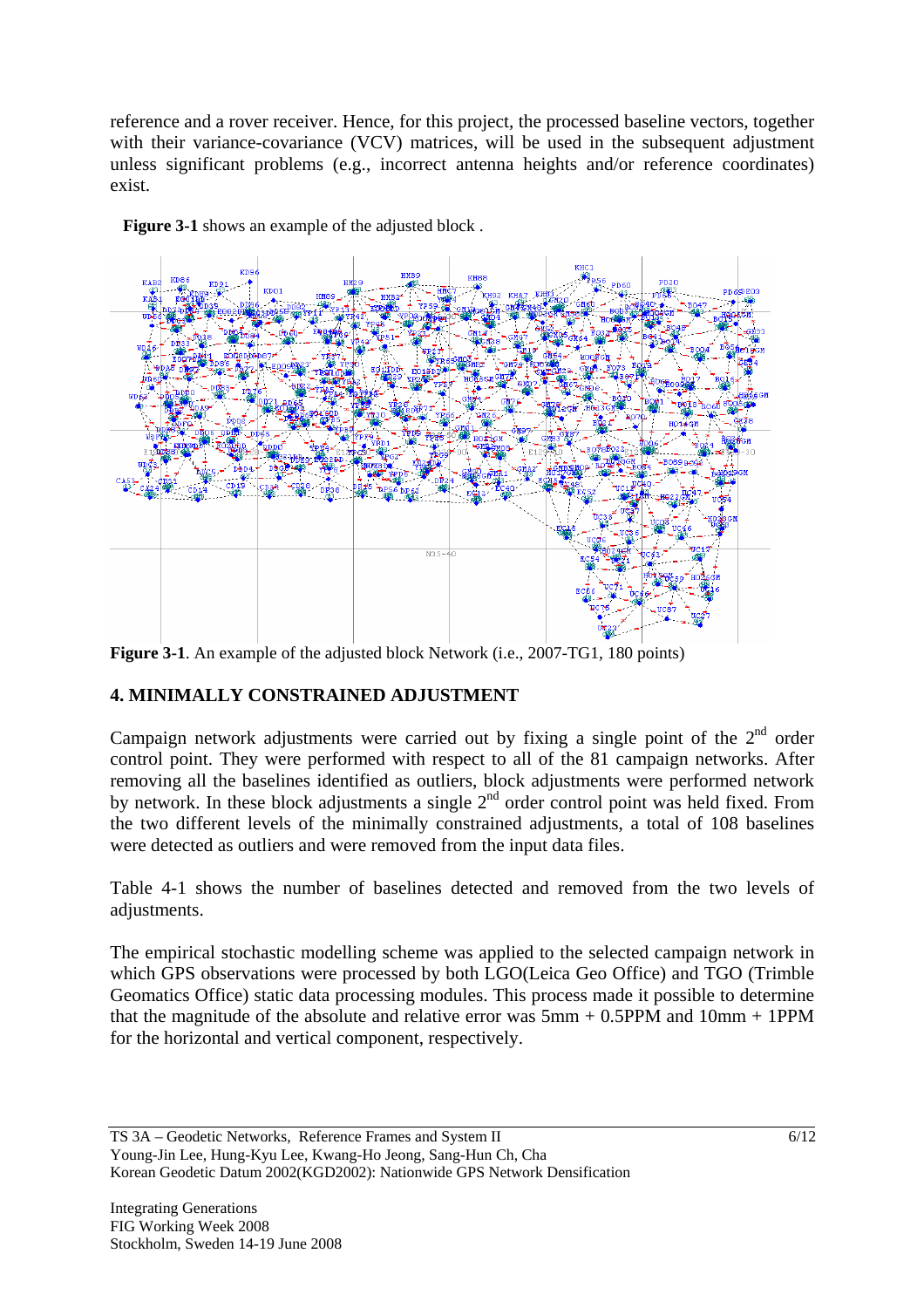reference and a rover receiver. Hence, for this project, the processed baseline vectors, together with their variance-covariance (VCV) matrices, will be used in the subsequent adjustment unless significant problems (e.g., incorrect antenna heights and/or reference coordinates) exist.

**Figure 3-1** shows an example of the adjusted block .

**Figure 3-1**. An example of the adjusted block Network (i.e., 2007-TG1, 180 points)

## 4. MINIMALLY CONSTRAINED ADJUSTMENT

Campaign network adjustments were carried out by fixing a single point of the 2nd order control point. They were performed with respect to all of the 81 campaign networks. After removing all the baselines identified as outliers, block adjustments were performed network by network. In these block adjustments a single 2nd order control point was held fixed. From the two different levels of the minimally constrained adjustments, a total of 108 baselines were detected as outliers and were removed from the input data files.

Table 4-1 shows the number of baselines detected and removed from the two levels of adjustments.

The empirical stochastic modelling scheme was applied to the selected campaign network in which GPS observations were processed by both LGO(Leica Geo Office) and TGO (Trimble Geomatics Office) static data processing modules. This process made it possible to determine that the magnitude of the absolute and relative error was 5mm + 0.5PPM and 10mm + 1PPM for the horizontal and vertical component, respectively.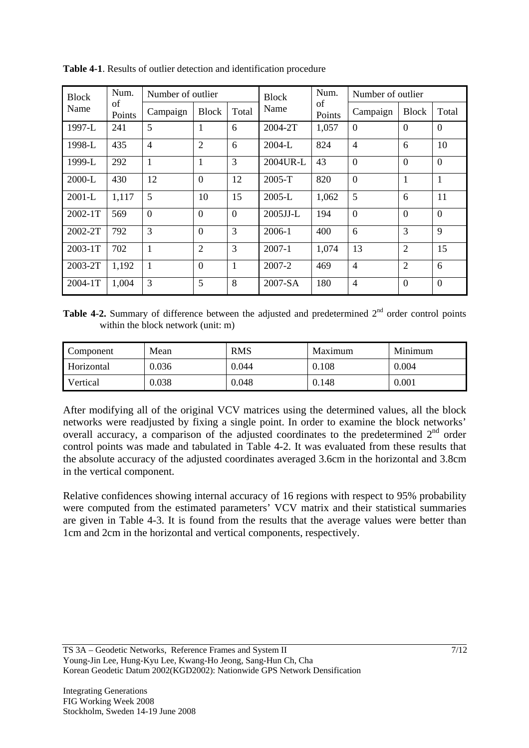**Table 4-1**. Results of outlier detection and identification procedure

| Block Name | Num. of Points | Number of outlier | | | Block Name | Num. of Points | Number of outlier | | |
|---|---|---|---|---|---|---|---|---|---|
| | | Campaign | Block | Total | | | Campaign | Block | Total |
| 1997-L | 241 | 5 | 1 | 6 | 2004-2T | 1,057 | 0 | 0 | 0 |
| 1998-L | 435 | 4 | 2 | 6 | 2004-L | 824 | 4 | 6 | 10 |
| 1999-L | 292 | 1 | 1 | 3 | 2004UR-L | 43 | 0 | 0 | 0 |
| 2000-L | 430 | 12 | 0 | 12 | 2005-T | 820 | 0 | 1 | 1 |
| 2001-L | 1,117 | 5 | 10 | 15 | 2005-L | 1,062 | 5 | 6 | 11 |
| 2002-1T | 569 | 0 | 0 | 0 | 2005JJ-L | 194 | 0 | 0 | 0 |
| 2002-2T | 792 | 3 | 0 | 3 | 2006-1 | 400 | 6 | 3 | 9 |
| 2003-1T | 702 | 1 | 2 | 3 | 2007-1 | 1,074 | 13 | 2 | 15 |
| 2003-2T | 1,192 | 1 | 0 | 1 | 2007-2 | 469 | 4 | 2 | 6 |
| 2004-1T | 1,004 | 3 | 5 | 8 | 2007-SA | 180 | 4 | 0 | 0 |

**Table 4-2.** Summary of difference between the adjusted and predetermined 2nd order control points within the block network (unit: m)

| Component | Mean | RMS | Maximum | Minimum |
|---|---|---|---|---|
| Horizontal | 0.036 | 0.044 | 0.108 | 0.004 |
| Vertical | 0.038 | 0.048 | 0.148 | 0.001 |

After modifying all of the original VCV matrices using the determined values, all the block networks were readjusted by fixing a single point. In order to examine the block networks' overall accuracy, a comparison of the adjusted coordinates to the predetermined 2nd order control points was made and tabulated in Table 4-2. It was evaluated from these results that the absolute accuracy of the adjusted coordinates averaged 3.6cm in the horizontal and 3.8cm in the vertical component.

Relative confidences showing internal accuracy of 16 regions with respect to 95% probability were computed from the estimated parameters' VCV matrix and their statistical summaries are given in Table 4-3. It is found from the results that the average values were better than 1cm and 2cm in the horizontal and vertical components, respectively.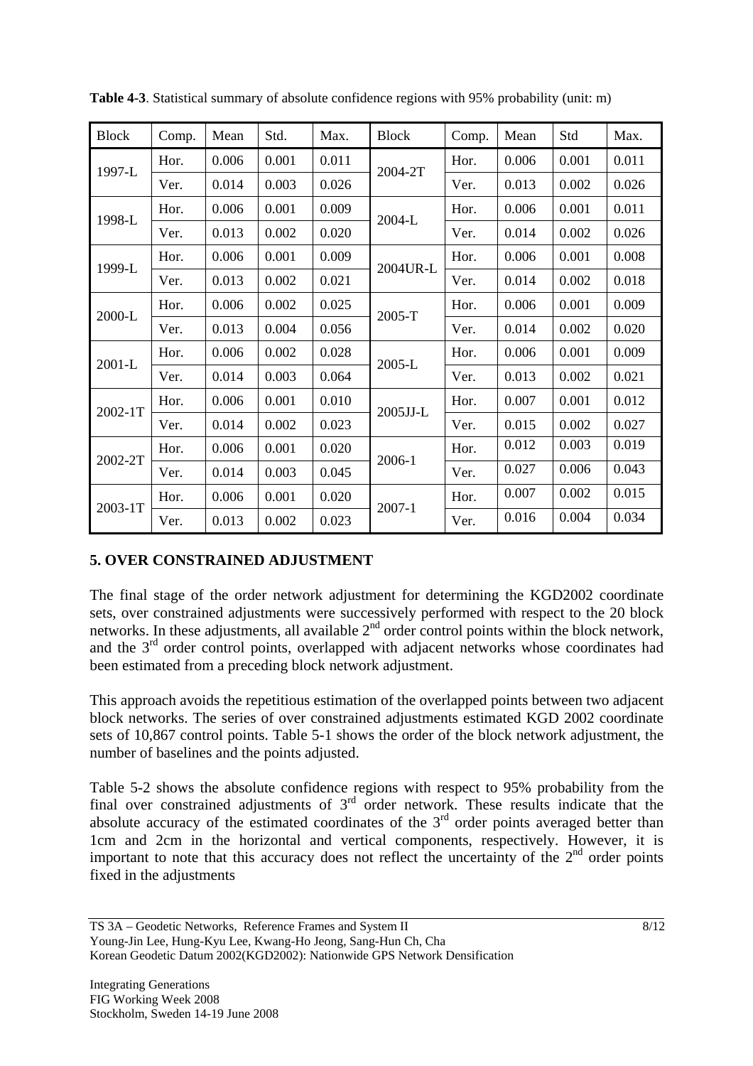**Table 4-3**. Statistical summary of absolute confidence regions with 95% probability (unit: m)

| Block | Comp. | Mean | Std. | Max. | Block | Comp. | Mean | Std | Max. |
|---|---|---|---|---|---|---|---|---|---|
| 1997-L | Hor. | 0.006 | 0.001 | 0.011 | 2004-2T | Hor. | 0.006 | 0.001 | 0.011 |
| | Ver. | 0.014 | 0.003 | 0.026 | | Ver. | 0.013 | 0.002 | 0.026 |
| 1998-L | Hor. | 0.006 | 0.001 | 0.009 | 2004-L | Hor. | 0.006 | 0.001 | 0.011 |
| | Ver. | 0.013 | 0.002 | 0.020 | | Ver. | 0.014 | 0.002 | 0.026 |
| 1999-L | Hor. | 0.006 | 0.001 | 0.009 | 2004UR-L | Hor. | 0.006 | 0.001 | 0.008 |
| | Ver. | 0.013 | 0.002 | 0.021 | | Ver. | 0.014 | 0.002 | 0.018 |
| 2000-L | Hor. | 0.006 | 0.002 | 0.025 | 2005-T | Hor. | 0.006 | 0.001 | 0.009 |
| | Ver. | 0.013 | 0.004 | 0.056 | | Ver. | 0.014 | 0.002 | 0.020 |
| 2001-L | Hor. | 0.006 | 0.002 | 0.028 | 2005-L | Hor. | 0.006 | 0.001 | 0.009 |
| | Ver. | 0.014 | 0.003 | 0.064 | | Ver. | 0.013 | 0.002 | 0.021 |
| 2002-1T | Hor. | 0.006 | 0.001 | 0.010 | 2005JJ-L | Hor. | 0.007 | 0.001 | 0.012 |
| | Ver. | 0.014 | 0.002 | 0.023 | | Ver. | 0.015 | 0.002 | 0.027 |
| 2002-2T | Hor. | 0.006 | 0.001 | 0.020 | 2006-1 | Hor. | 0.012 | 0.003 | 0.019 |
| | Ver. | 0.014 | 0.003 | 0.045 | | Ver. | 0.027 | 0.006 | 0.043 |
| 2003-1T | Hor. | 0.006 | 0.001 | 0.020 | 2007-1 | Hor. | 0.007 | 0.002 | 0.015 |
| | Ver. | 0.013 | 0.002 | 0.023 | | Ver. | 0.016 | 0.004 | 0.034 |

## 5. OVER CONSTRAINED ADJUSTMENT

The final stage of the order network adjustment for determining the KGD2002 coordinate sets, over constrained adjustments were successively performed with respect to the 20 block networks. In these adjustments, all available 2nd order control points within the block network, and the 3rd order control points, overlapped with adjacent networks whose coordinates had been estimated from a preceding block network adjustment.

This approach avoids the repetitious estimation of the overlapped points between two adjacent block networks. The series of over constrained adjustments estimated KGD 2002 coordinate sets of 10,867 control points. Table 5-1 shows the order of the block network adjustment, the number of baselines and the points adjusted.

Table 5-2 shows the absolute confidence regions with respect to 95% probability from the final over constrained adjustments of 3rd order network. These results indicate that the absolute accuracy of the estimated coordinates of the 3rd order points averaged better than 1cm and 2cm in the horizontal and vertical components, respectively. However, it is important to note that this accuracy does not reflect the uncertainty of the 2nd order points fixed in the adjustments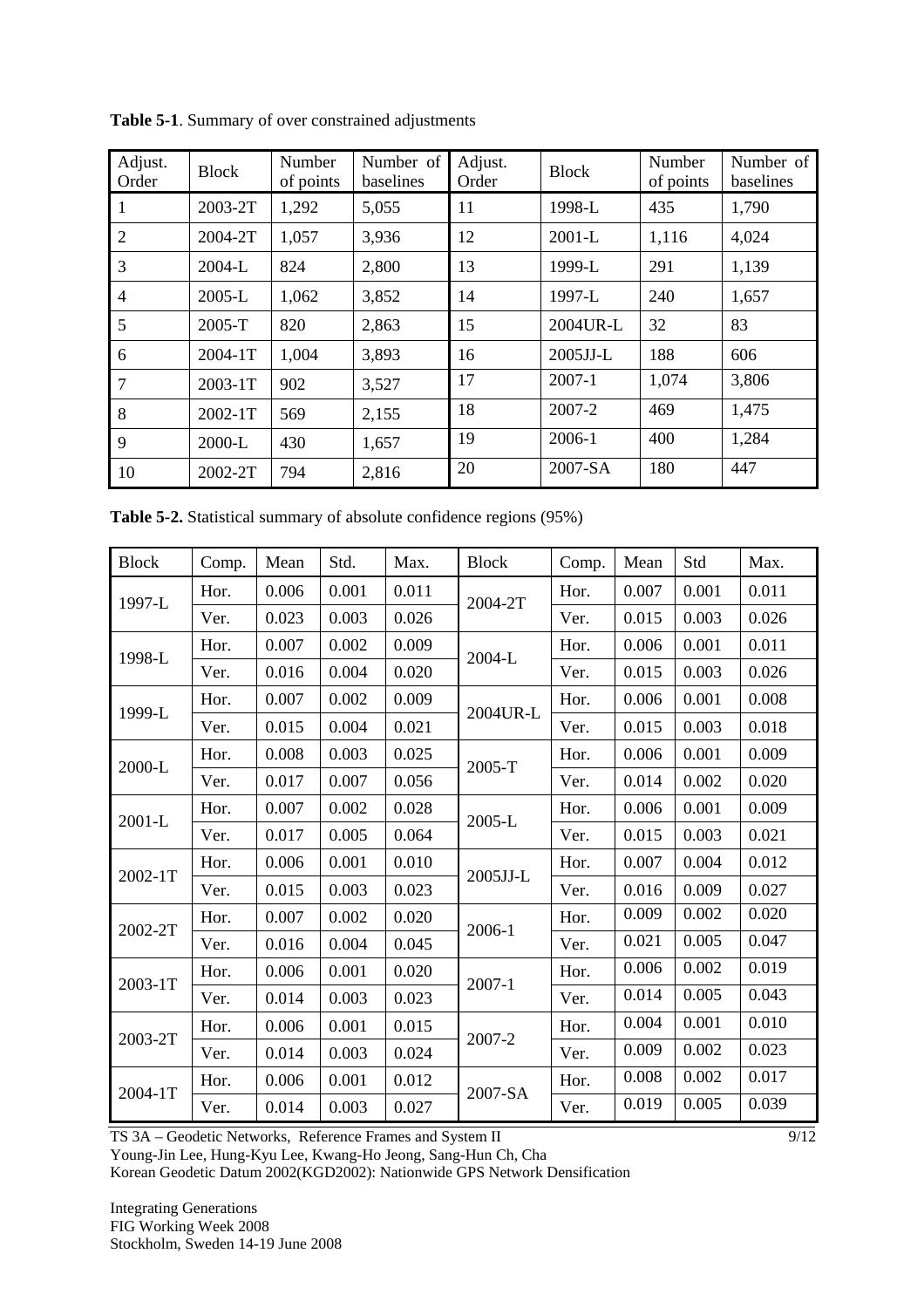**Table 5-1**. Summary of over constrained adjustments

| Adjust. Order | Block | Number of points | Number of baselines | Adjust. Order | Block | Number of points | Number of baselines |
|---|---|---|---|---|---|---|---|
| 1 | 2003-2T | 1,292 | 5,055 | 11 | 1998-L | 435 | 1,790 |
| 2 | 2004-2T | 1,057 | 3,936 | 12 | 2001-L | 1,116 | 4,024 |
| 3 | 2004-L | 824 | 2,800 | 13 | 1999-L | 291 | 1,139 |
| 4 | 2005-L | 1,062 | 3,852 | 14 | 1997-L | 240 | 1,657 |
| 5 | 2005-T | 820 | 2,863 | 15 | 2004UR-L | 32 | 83 |
| 6 | 2004-1T | 1,004 | 3,893 | 16 | 2005JJ-L | 188 | 606 |
| 7 | 2003-1T | 902 | 3,527 | 17 | 2007-1 | 1,074 | 3,806 |
| 8 | 2002-1T | 569 | 2,155 | 18 | 2007-2 | 469 | 1,475 |
| 9 | 2000-L | 430 | 1,657 | 19 | 2006-1 | 400 | 1,284 |
| 10 | 2002-2T | 794 | 2,816 | 20 | 2007-SA | 180 | 447 |

**Table 5-2.** Statistical summary of absolute confidence regions (95%)

| Block | Comp. | Mean | Std. | Max. | Block | Comp. | Mean | Std | Max. |
|---|---|---|---|---|---|---|---|---|---|
| 1997-L | Hor. | 0.006 | 0.001 | 0.011 | 2004-2T | Hor. | 0.007 | 0.001 | 0.011 |
| | Ver. | 0.023 | 0.003 | 0.026 | | Ver. | 0.015 | 0.003 | 0.026 |
| 1998-L | Hor. | 0.007 | 0.002 | 0.009 | 2004-L | Hor. | 0.006 | 0.001 | 0.011 |
| | Ver. | 0.016 | 0.004 | 0.020 | | Ver. | 0.015 | 0.003 | 0.026 |
| 1999-L | Hor. | 0.007 | 0.002 | 0.009 | 2004UR-L | Hor. | 0.006 | 0.001 | 0.008 |
| | Ver. | 0.015 | 0.004 | 0.021 | | Ver. | 0.015 | 0.003 | 0.018 |
| 2000-L | Hor. | 0.008 | 0.003 | 0.025 | 2005-T | Hor. | 0.006 | 0.001 | 0.009 |
| | Ver. | 0.017 | 0.007 | 0.056 | | Ver. | 0.014 | 0.002 | 0.020 |
| 2001-L | Hor. | 0.007 | 0.002 | 0.028 | 2005-L | Hor. | 0.006 | 0.001 | 0.009 |
| | Ver. | 0.017 | 0.005 | 0.064 | | Ver. | 0.015 | 0.003 | 0.021 |
| 2002-1T | Hor. | 0.006 | 0.001 | 0.010 | 2005JJ-L | Hor. | 0.007 | 0.004 | 0.012 |
| | Ver. | 0.015 | 0.003 | 0.023 | | Ver. | 0.016 | 0.009 | 0.027 |
| 2002-2T | Hor. | 0.007 | 0.002 | 0.020 | 2006-1 | Hor. | 0.009 | 0.002 | 0.020 |
| | Ver. | 0.016 | 0.004 | 0.045 | | Ver. | 0.021 | 0.005 | 0.047 |
| 2003-1T | Hor. | 0.006 | 0.001 | 0.020 | 2007-1 | Hor. | 0.006 | 0.002 | 0.019 |
| | Ver. | 0.014 | 0.003 | 0.023 | | Ver. | 0.014 | 0.005 | 0.043 |
| 2003-2T | Hor. | 0.006 | 0.001 | 0.015 | 2007-2 | Hor. | 0.004 | 0.001 | 0.010 |
| | Ver. | 0.014 | 0.003 | 0.024 | | Ver. | 0.009 | 0.002 | 0.023 |
| 2004-1T | Hor. | 0.006 | 0.001 | 0.012 | 2007-SA | Hor. | 0.008 | 0.002 | 0.017 |
| | Ver. | 0.014 | 0.003 | 0.027 | | Ver. | 0.019 | 0.005 | 0.039 |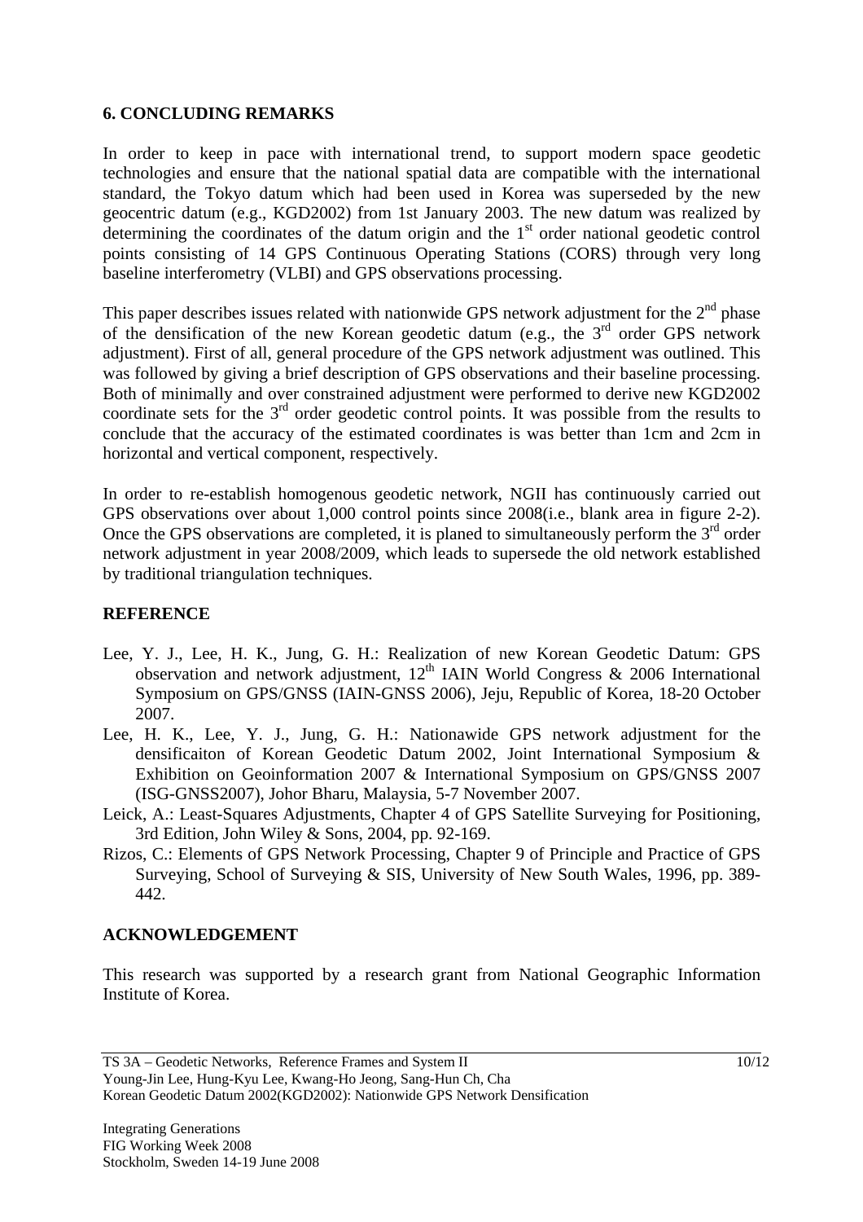## 6. CONCLUDING REMARKS

In order to keep in pace with international trend, to support modern space geodetic technologies and ensure that the national spatial data are compatible with the international standard, the Tokyo datum which had been used in Korea was superseded by the new geocentric datum (e.g., KGD2002) from 1st January 2003. The new datum was realized by determining the coordinates of the datum origin and the 1[st] order national geodetic control points consisting of 14 GPS Continuous Operating Stations (CORS) through very long baseline interferometry (VLBI) and GPS observations processing.

This paper describes issues related with nationwide GPS network adjustment for the 2[nd] phase of the densification of the new Korean geodetic datum (e.g., the 3[rd] order GPS network adjustment). First of all, general procedure of the GPS network adjustment was outlined. This was followed by giving a brief description of GPS observations and their baseline processing. Both of minimally and over constrained adjustment were performed to derive new KGD2002 coordinate sets for the 3[rd] order geodetic control points. It was possible from the results to conclude that the accuracy of the estimated coordinates is was better than 1cm and 2cm in horizontal and vertical component, respectively.

In order to re-establish homogenous geodetic network, NGII has continuously carried out GPS observations over about 1,000 control points since 2008(i.e., blank area in figure 2-2). Once the GPS observations are completed, it is planed to simultaneously perform the 3[rd] order network adjustment in year 2008/2009, which leads to supersede the old network established by traditional triangulation techniques.

## REFERENCE

- Lee, Y. J., Lee, H. K., Jung, G. H.: Realization of new Korean Geodetic Datum: GPS observation and network adjustment, 12[th] IAIN World Congress & 2006 International Symposium on GPS/GNSS (IAIN-GNSS 2006), Jeju, Republic of Korea, 18-20 October 2007.
- Lee, H. K., Lee, Y. J., Jung, G. H.: Nationawide GPS network adjustment for the densificaiton of Korean Geodetic Datum 2002, Joint International Symposium & Exhibition on Geoinformation 2007 & International Symposium on GPS/GNSS 2007 (ISG-GNSS2007), Johor Bharu, Malaysia, 5-7 November 2007.
- Leick, A.: Least-Squares Adjustments, Chapter 4 of GPS Satellite Surveying for Positioning, 3rd Edition, John Wiley & Sons, 2004, pp. 92-169.
- Rizos, C.: Elements of GPS Network Processing, Chapter 9 of Principle and Practice of GPS Surveying, School of Surveying & SIS, University of New South Wales, 1996, pp. 389-442.

## ACKNOWLEDGEMENT

This research was supported by a research grant from National Geographic Information Institute of Korea.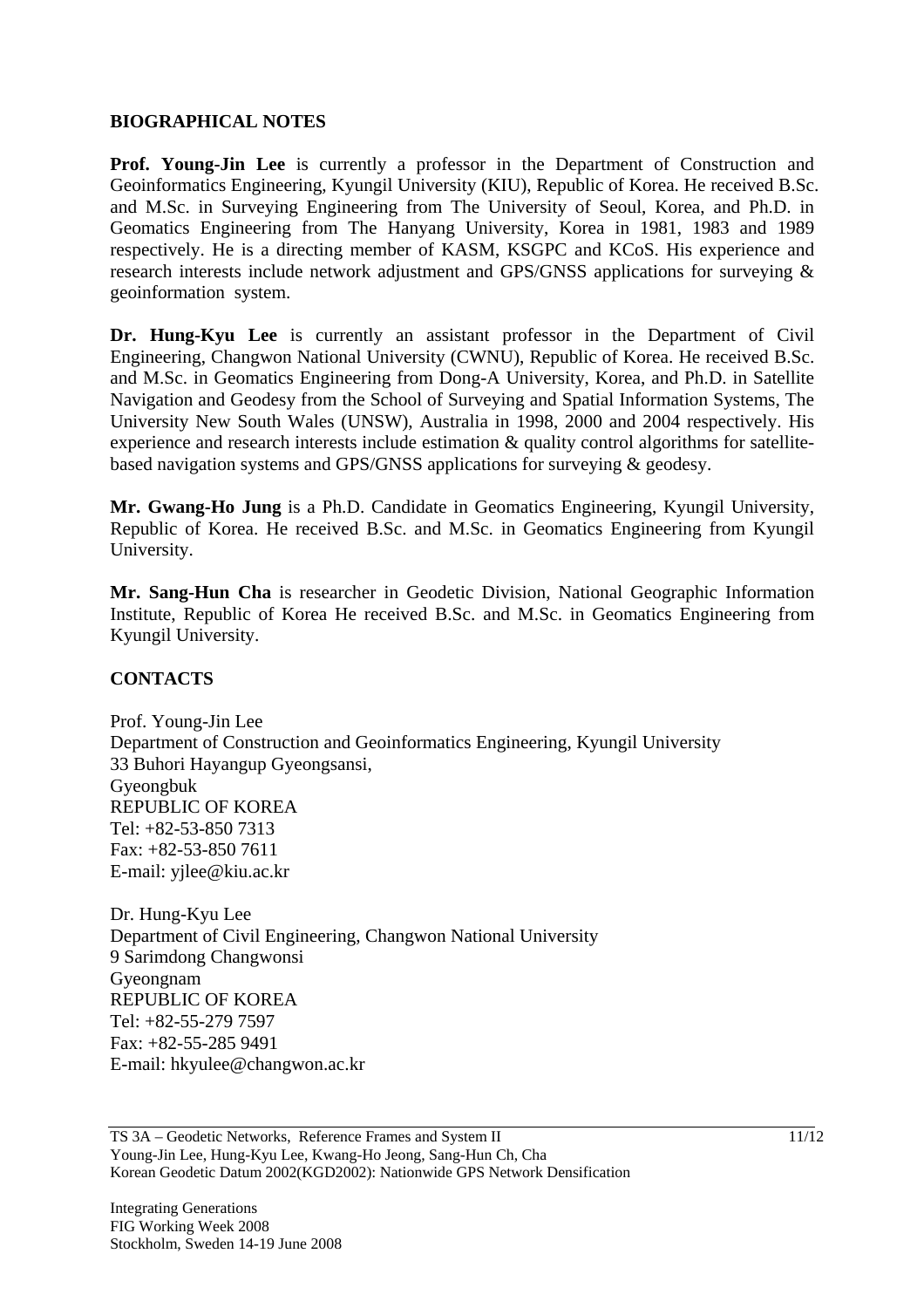## BIOGRAPHICAL NOTES

**Prof. Young-Jin Lee** is currently a professor in the Department of Construction and Geoinformatics Engineering, Kyungil University (KIU), Republic of Korea. He received B.Sc. and M.Sc. in Surveying Engineering from The University of Seoul, Korea, and Ph.D. in Geomatics Engineering from The Hanyang University, Korea in 1981, 1983 and 1989 respectively. He is a directing member of KASM, KSGPC and KCoS. His experience and research interests include network adjustment and GPS/GNSS applications for surveying & geoinformation system.

**Dr. Hung-Kyu Lee** is currently an assistant professor in the Department of Civil Engineering, Changwon National University (CWNU), Republic of Korea. He received B.Sc. and M.Sc. in Geomatics Engineering from Dong-A University, Korea, and Ph.D. in Satellite Navigation and Geodesy from the School of Surveying and Spatial Information Systems, The University New South Wales (UNSW), Australia in 1998, 2000 and 2004 respectively. His experience and research interests include estimation & quality control algorithms for satellite-based navigation systems and GPS/GNSS applications for surveying & geodesy.

**Mr. Gwang-Ho Jung** is a Ph.D. Candidate in Geomatics Engineering, Kyungil University, Republic of Korea. He received B.Sc. and M.Sc. in Geomatics Engineering from Kyungil University.

**Mr. Sang-Hun Cha** is researcher in Geodetic Division, National Geographic Information Institute, Republic of Korea He received B.Sc. and M.Sc. in Geomatics Engineering from Kyungil University.

## CONTACTS

Prof. Young-Jin Lee
Department of Construction and Geoinformatics Engineering, Kyungil University
33 Buhori Hayangup Gyeongsansi,
Gyeongbuk
REPUBLIC OF KOREA
Tel: +82-53-850 7313
Fax: +82-53-850 7611
E-mail: yjlee@kiu.ac.kr

Dr. Hung-Kyu Lee
Department of Civil Engineering, Changwon National University
9 Sarimdong Changwonsi
Gyeongnam
REPUBLIC OF KOREA
Tel: +82-55-279 7597
Fax: +82-55-285 9491
E-mail: hkyulee@changwon.ac.kr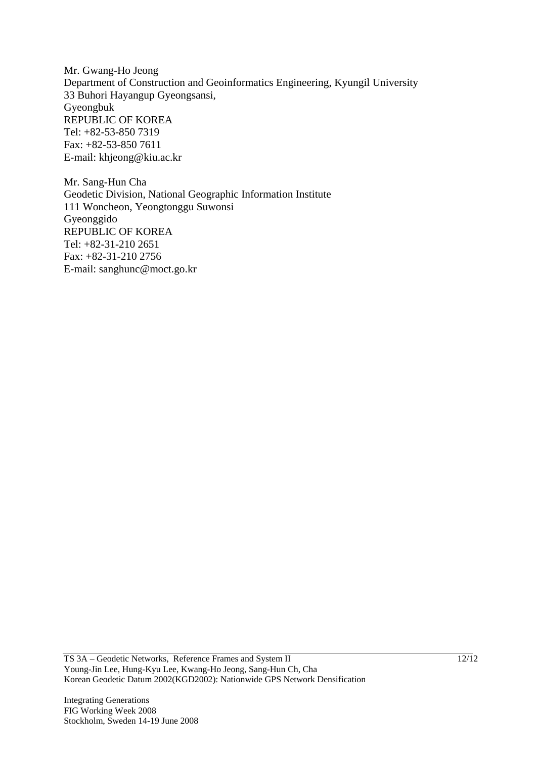Mr. Gwang-Ho Jeong
Department of Construction and Geoinformatics Engineering, Kyungil University
33 Buhori Hayangup Gyeongsansi,
Gyeongbuk
REPUBLIC OF KOREA
Tel: +82-53-850 7319
Fax: +82-53-850 7611
E-mail: khjeong@kiu.ac.kr

Mr. Sang-Hun Cha
Geodetic Division, National Geographic Information Institute
111 Woncheon, Yeongtonggu Suwonsi
Gyeonggido
REPUBLIC OF KOREA
Tel: +82-31-210 2651
Fax: +82-31-210 2756
E-mail: sanghunc@moct.go.kr